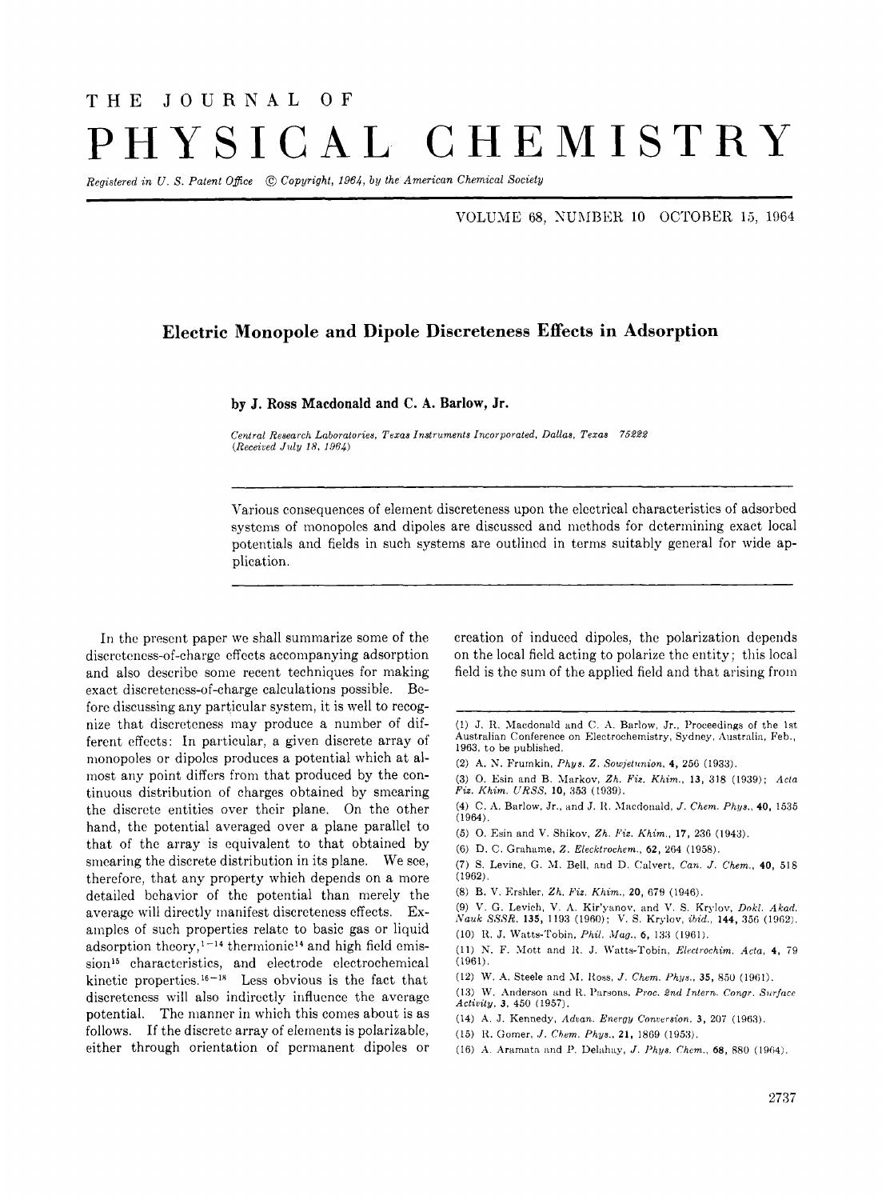# THE JOURNAL OF PHYSICAL CHEMISTRY

*Registered in U. S. Patent Office © Copyright, 1964, by the American Chemical Society*

## Electric Monopole and Dipole Discreteness Effects in Adsorption

**by J. Ross Macdonald and C. A. Barlow, Jr.**

*Central Research Laboratories, Texas Instruments Incorporated, Dallas, Texas 75222* *(Received July 18, 1964)*

Various consequences of element discreteness upon the electrical characteristics of adsorbed systems of monopoles and dipoles are discussed and methods for determining exact local potentials and fields in such systems are outlined in terms suitably general for wide application.

In the present paper we shall summarize some of the discreteness-of-charge effects accompanying adsorption and also describe some recent techniques for making exact discreteness-of-charge calculations possible. Before discussing any particular system, it is well to recognize that discreteness may produce a number of different effects: In particular, a given discrete array of monopoles or dipoles produces a potential which at almost any point differs from that produced by the continuous distribution of charges obtained by smearing the discrete entities over their plane. On the other hand, the potential averaged over a plane parallel to that of the array is equivalent to that obtained by smearing the discrete distribution in its plane. We see, therefore, that any property which depends on a more detailed behavior of the potential than merely the average will directly manifest discreteness effects. Examples of such properties relate to basic gas or liquid adsorption theory,[1-14] thermionic[14] and high field emission[15] characteristics, and electrode electrochemical kinetic properties.[16-18] Less obvious is the fact that discreteness will also indirectly influence the average potential. The manner in which this comes about is as follows. If the discrete array of elements is polarizable, either through orientation of permanent dipoles or creation of induced dipoles, the polarization depends on the local field acting to polarize the entity; this local field is the sum of the applied field and that arising from

(1) J. R. Macdonald and C. A. Barlow, Jr., Proceedings of the 1st Australian Conference on Electrochemistry, Sydney, Australia, Feb., 1963, to be published.

(2) A. N. Frumkin, *Phys. Z. Sowjetunion*, **4**, 256 (1933).

(3) O. Esin and B. Markov, *Zh. Fiz. Khim.*, **13**, 318 (1939); *Acta Fiz. Khim. URSS*, **10**, 353 (1939).

(4) C. A. Barlow, Jr., and J. R. Macdonald, *J. Chem. Phys.*, **40**, 1535 (1964).

(5) O. Esin and V. Shikov, *Zh. Fiz. Khim.*, **17**, 236 (1943).

(6) D. C. Grahame, *Z. Elecktrochem.*, **62**, 264 (1958).

(7) S. Levine, G. M. Bell, and D. Calvert, *Can. J. Chem.*, **40**, 518 (1962).

(8) B. V. Ershler, *Zh. Fiz. Khim.*, **20**, 679 (1946).

(9) V. G. Levich, V. A. Kir'yanov, and V. S. Krylov, *Dokl. Akad. Nauk SSSR*, **135**, 1193 (1960); V. S. Krylov, *ibid.*, **144**, 356 (1962).

(10) R. J. Watts-Tobin, *Phil. Mag.*, **6**, 133 (1961).

(11) N. F. Mott and R. J. Watts-Tobin, *Electrochim. Acta*, **4**, 79 (1961).

(12) W. A. Steele and M. Ross, *J. Chem. Phys.*, **35**, 850 (1961).

(13) W. Anderson and R. Parsons, *Proc. 2nd Intern. Congr. Surface Activity*, **3**, 450 (1957).

(14) A. J. Kennedy, *Advan. Energy Conversion*, **3**, 207 (1963).

(15) R. Gomer, *J. Chem. Phys.*, **21**, 1869 (1953).

(16) A. Aramata and P. Delahay, *J. Phys. Chem.*, **68**, 880 (1964).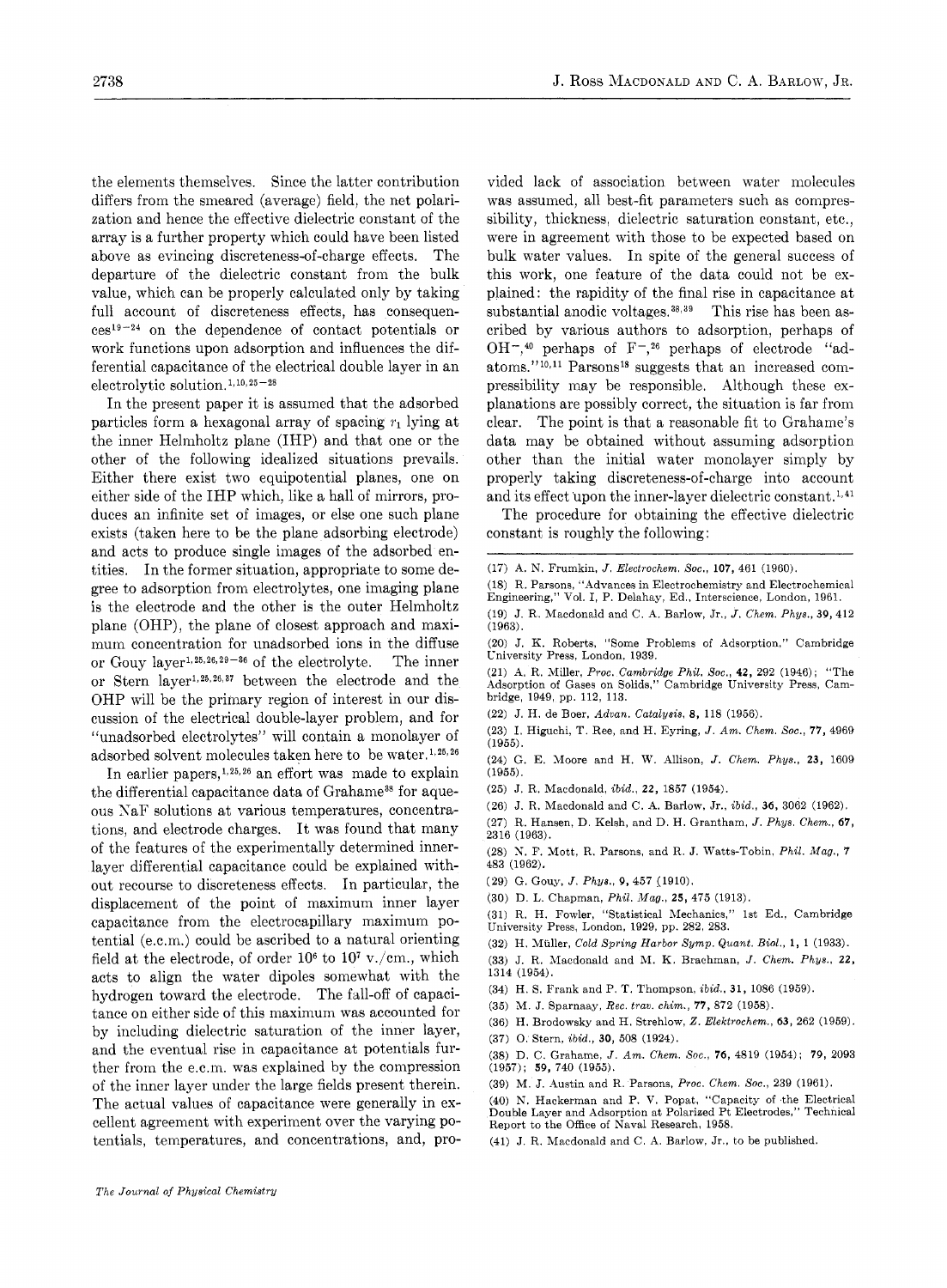the elements themselves. Since the latter contribution differs from the smeared (average) field, the net polarization and hence the effective dielectric constant of the array is a further property which could have been listed above as evincing discreteness-of-charge effects. The departure of the dielectric constant from the bulk value, which can be properly calculated only by taking full account of discreteness effects, has consequences[19-24] on the dependence of contact potentials or work functions upon adsorption and influences the differential capacitance of the electrical double layer in an electrolytic solution.[1,10,25-28]

In the present paper it is assumed that the adsorbed particles form a hexagonal array of spacing $r_1$ lying at the inner Helmholtz plane (IHP) and that one or the other of the following idealized situations prevails. Either there exist two equipotential planes, one on either side of the IHP which, like a hall of mirrors, produces an infinite set of images, or else one such plane exists (taken here to be the plane adsorbing electrode) and acts to produce single images of the adsorbed entities. In the former situation, appropriate to some degree to adsorption from electrolytes, one imaging plane is the electrode and the other is the outer Helmholtz plane (OHP), the plane of closest approach and maximum concentration for unadsorbed ions in the diffuse or Gouy layer[1,25,26,29-36] of the electrolyte. The inner or Stern layer[1,25,26,37] between the electrode and the OHP will be the primary region of interest in our discussion of the electrical double-layer problem, and for "unadsorbed electrolytes" will contain a monolayer of adsorbed solvent molecules taken here to be water.[1,25,26]

In earlier papers,[1,25,26] an effort was made to explain the differential capacitance data of Grahame[38] for aqueous NaF solutions at various temperatures, concentrations, and electrode charges. It was found that many of the features of the experimentally determined inner-layer differential capacitance could be explained without recourse to discreteness effects. In particular, the displacement of the point of maximum inner layer capacitance from the electrocapillary maximum potential (e.c.m.) could be ascribed to a natural orienting field at the electrode, of order $10^6$ to $10^7$ v./cm., which acts to align the water dipoles somewhat with the hydrogen toward the electrode. The fall-off of capacitance on either side of this maximum was accounted for by including dielectric saturation of the inner layer, and the eventual rise in capacitance at potentials further from the e.c.m. was explained by the compression of the inner layer under the large fields present therein. The actual values of capacitance were generally in excellent agreement with experiment over the varying potentials, temperatures, and concentrations, and, provided lack of association between water molecules was assumed, all best-fit parameters such as compressibility, thickness, dielectric saturation constant, etc., were in agreement with those to be expected based on bulk water values. In spite of the general success of this work, one feature of the data could not be explained: the rapidity of the final rise in capacitance at substantial anodic voltages.[38,39] This rise has been ascribed by various authors to adsorption, perhaps of $OH^-$,[40] perhaps of $F^-$,[26] perhaps of electrode "ad-atoms."[10,11] Parsons[18] suggests that an increased compressibility may be responsible. Although these explanations are possibly correct, the situation is far from clear. The point is that a reasonable fit to Grahame's data may be obtained without assuming adsorption other than the initial water monolayer simply by properly taking discreteness-of-charge into account and its effect upon the inner-layer dielectric constant.[1,41]

The procedure for obtaining the effective dielectric constant is roughly the following:

---

(17) A. N. Frumkin, *J. Electrochem. Soc.*, **107**, 461 (1960).

(18) R. Parsons, "Advances in Electrochemistry and Electrochemical Engineering," Vol. I, P. Delahay, Ed., Interscience, London, 1961.

(19) J. R. Macdonald and C. A. Barlow, Jr., *J. Chem. Phys.*, **39**, 412 (1963).

(20) J. K. Roberts, "Some Problems of Adsorption," Cambridge University Press, London, 1939.

(21) A. R. Miller, *Proc. Cambridge Phil. Soc.*, **42**, 292 (1946); "The Adsorption of Gases on Solids," Cambridge University Press, Cambridge, 1949, pp. 112, 113.

(22) J. H. de Boer, *Advan. Catalysis*, **8**, 118 (1956).

(23) I. Higuchi, T. Ree, and H. Eyring, *J. Am. Chem. Soc.*, **77**, 4969 (1955).

(24) G. E. Moore and H. W. Allison, *J. Chem. Phys.*, **23**, 1609 (1955).

(25) J. R. Macdonald, *ibid.*, **22**, 1857 (1954).

(26) J. R. Macdonald and C. A. Barlow, Jr., *ibid.*, **36**, 3062 (1962).

(27) R. Hansen, D. Kelsh, and D. H. Grantham, *J. Phys. Chem.*, **67**, 2316 (1963).

(28) N. F. Mott, R. Parsons, and R. J. Watts-Tobin, *Phil. Mag.*, **7** 483 (1962).

(29) G. Gouy, *J. Phys.*, **9**, 457 (1910).

(30) D. L. Chapman, *Phil. Mag.*, **25**, 475 (1913).

(31) R. H. Fowler, "Statistical Mechanics," 1st Ed., Cambridge University Press, London, 1929, pp. 282, 283.

(32) H. Müller, *Cold Spring Harbor Symp. Quant. Biol.*, **1**, 1 (1933).

(33) J. R. Macdonald and M. K. Brachman, *J. Chem. Phys.*, **22**, 1314 (1954).

(34) H. S. Frank and P. T. Thompson, *ibid.*, **31**, 1086 (1959).

(35) M. J. Sparnaay, *Rec. trav. chim.*, **77**, 872 (1958).

(36) H. Brodowsky and H. Strehlow, *Z. Elektrochem.*, **63**, 262 (1959).

(37) O. Stern, *ibid.*, **30**, 508 (1924).

(38) D. C. Grahame, *J. Am. Chem. Soc.*, **76**, 4819 (1954); **79**, 2093 (1957); **59**, 740 (1955).

(39) M. J. Austin and R. Parsons, *Proc. Chem. Soc.*, 239 (1961).

(40) N. Hackerman and P. V. Popat, "Capacity of the Electrical Double Layer and Adsorption at Polarized Pt Electrodes," Technical Report to the Office of Naval Research, 1958.

(41) J. R. Macdonald and C. A. Barlow, Jr., to be published.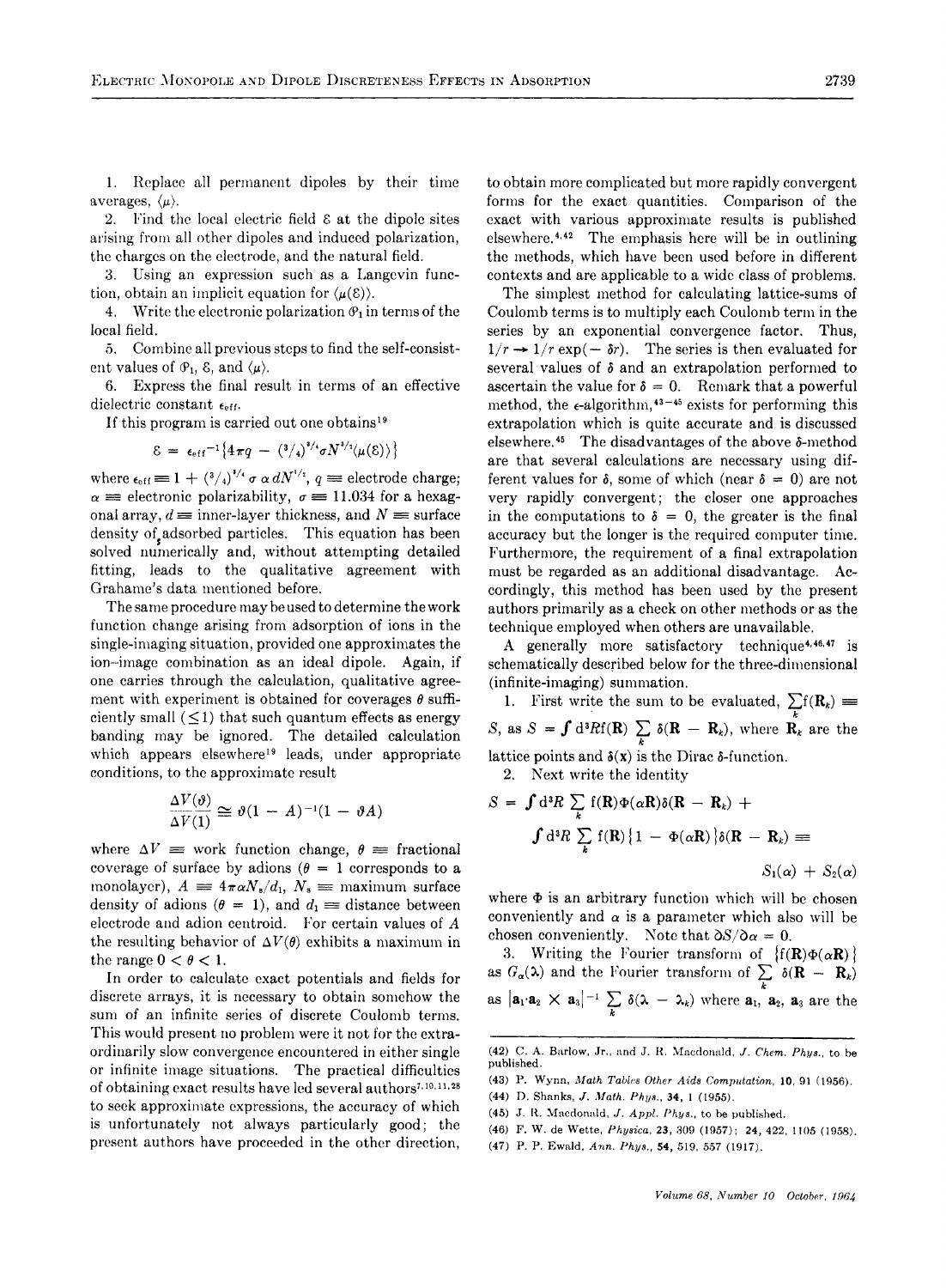1. Replace all permanent dipoles by their time averages, $\langle \mu \rangle$.

2. Find the local electric field $\mathcal{E}$ at the dipole sites arising from all other dipoles and induced polarization, the charges on the electrode, and the natural field.

3. Using an expression such as a Langevin function, obtain an implicit equation for $\langle \mu(\mathcal{E}) \rangle$.

4. Write the electronic polarization $\mathcal{P}_1$ in terms of the local field.

5. Combine all previous steps to find the self-consistent values of $\mathcal{P}_1$, $\mathcal{E}$, and $\langle \mu \rangle$.

6. Express the final result in terms of an effective dielectric constant $\epsilon_{eff}$.

If this program is carried out one obtains[19]

$$\mathcal{E} = \epsilon_{eff}^{-1}\{4\pi q - (^3/_4)^{3/4}\sigma N^{3/2}\langle \mu(\mathcal{E})\rangle\}$$

where $\epsilon_{eff} \equiv 1 + (^3/_4)^{3/4}\, \sigma\, \alpha\, dN^{3/2}$, $q \equiv$ electrode charge; $\alpha \equiv$ electronic polarizability, $\sigma \equiv 11.034$ for a hexagonal array, $d \equiv$ inner-layer thickness, and $N \equiv$ surface density of adsorbed particles. This equation has been solved numerically and, without attempting detailed fitting, leads to the qualitative agreement with Grahame's data mentioned before.

The same procedure may be used to determine the work function change arising from adsorption of ions in the single-imaging situation, provided one approximates the ion–image combination as an ideal dipole. Again, if one carries through the calculation, qualitative agreement with experiment is obtained for coverages $\theta$ sufficiently small ($\leq 1$) that such quantum effects as energy banding may be ignored. The detailed calculation which appears elsewhere[19] leads, under appropriate conditions, to the approximate result

$$\frac{\Delta V(\vartheta)}{\Delta V(1)} \cong \vartheta(1 - A)^{-1}(1 - \vartheta A)$$

where $\Delta V \equiv$ work function change, $\theta \equiv$ fractional coverage of surface by adions ($\theta = 1$ corresponds to a monolayer), $A \equiv 4\pi\alpha N_s/d_1$, $N_s \equiv$ maximum surface density of adions ($\theta = 1$), and $d_1 \equiv$ distance between electrode and adion centroid. For certain values of $A$ the resulting behavior of $\Delta V(\theta)$ exhibits a maximum in the range $0 < \theta < 1$.

In order to calculate exact potentials and fields for discrete arrays, it is necessary to obtain somehow the sum of an infinite series of discrete Coulomb terms. This would present no problem were it not for the extraordinarily slow convergence encountered in either single or infinite image situations. The practical difficulties of obtaining exact results have led several authors[7,10,11,28] to seek approximate expressions, the accuracy of which is unfortunately not always particularly good; the present authors have proceeded in the other direction, to obtain more complicated but more rapidly convergent forms for the exact quantities. Comparison of the exact with various approximate results is published elsewhere.[4,42] The emphasis here will be in outlining the methods, which have been used before in different contexts and are applicable to a wide class of problems.

The simplest method for calculating lattice-sums of Coulomb terms is to multiply each Coulomb term in the series by an exponential convergence factor. Thus, $1/r \rightarrow 1/r \exp(-\delta r)$. The series is then evaluated for several values of $\delta$ and an extrapolation performed to ascertain the value for $\delta = 0$. Remark that a powerful method, the $\epsilon$-algorithm,[43-45] exists for performing this extrapolation which is quite accurate and is discussed elsewhere.[45] The disadvantages of the above $\delta$-method are that several calculations are necessary using different values for $\delta$, some of which (near $\delta = 0$) are not very rapidly convergent; the closer one approaches in the computations to $\delta = 0$, the greater is the final accuracy but the longer is the required computer time. Furthermore, the requirement of a final extrapolation must be regarded as an additional disadvantage. Accordingly, this method has been used by the present authors primarily as a check on other methods or as the technique employed when others are unavailable.

A generally more satisfactory technique[4,46,47] is schematically described below for the three-dimensional (infinite-imaging) summation.

1. First write the sum to be evaluated, $\sum_k f(\mathbf{R}_k) \equiv S$, as $S = \int d^3R f(\mathbf{R}) \sum_k \delta(\mathbf{R} - \mathbf{R}_k)$, where $\mathbf{R}_k$ are the lattice points and $\delta(\mathbf{x})$ is the Dirac $\delta$-function.

2. Next write the identity

$$S = \int d^3R \sum_k f(\mathbf{R})\Phi(\alpha\mathbf{R})\delta(\mathbf{R} - \mathbf{R}_k) + \int d^3R \sum_k f(\mathbf{R})\{1 - \Phi(\alpha\mathbf{R})\}\delta(\mathbf{R} - \mathbf{R}_k) \equiv S_1(\alpha) + S_2(\alpha)$$

where $\Phi$ is an arbitrary function which will be chosen conveniently and $\alpha$ is a parameter which also will be chosen conveniently. Note that $\partial S/\partial \alpha = 0$.

3. Writing the Fourier transform of $\{f(\mathbf{R})\Phi(\alpha\mathbf{R})\}$ as $G_\alpha(\boldsymbol{\lambda})$ and the Fourier transform of $\sum_k \delta(\mathbf{R} - \mathbf{R}_k)$ as $|\mathbf{a}_1 \cdot \mathbf{a}_2 \times \mathbf{a}_3|^{-1} \sum_k \delta(\boldsymbol{\lambda} - \boldsymbol{\lambda}_k)$ where $\mathbf{a}_1$, $\mathbf{a}_2$, $\mathbf{a}_3$ are the

(42) C. A. Barlow, Jr., and J. R. Macdonald, *J. Chem. Phys.*, to be published.

(43) P. Wynn, *Math Tables Other Aids Computation*, **10**, 91 (1956).

(44) D. Shanks, *J. Math. Phys.*, **34**, 1 (1955).

(45) J. R. Macdonald, *J. Appl. Phys.*, to be published.

(46) F. W. de Wette, *Physica*, **23**, 309 (1957); **24**, 422, 1105 (1958).

(47) P. P. Ewald, *Ann. Phys.*, **54**, 519, 557 (1917).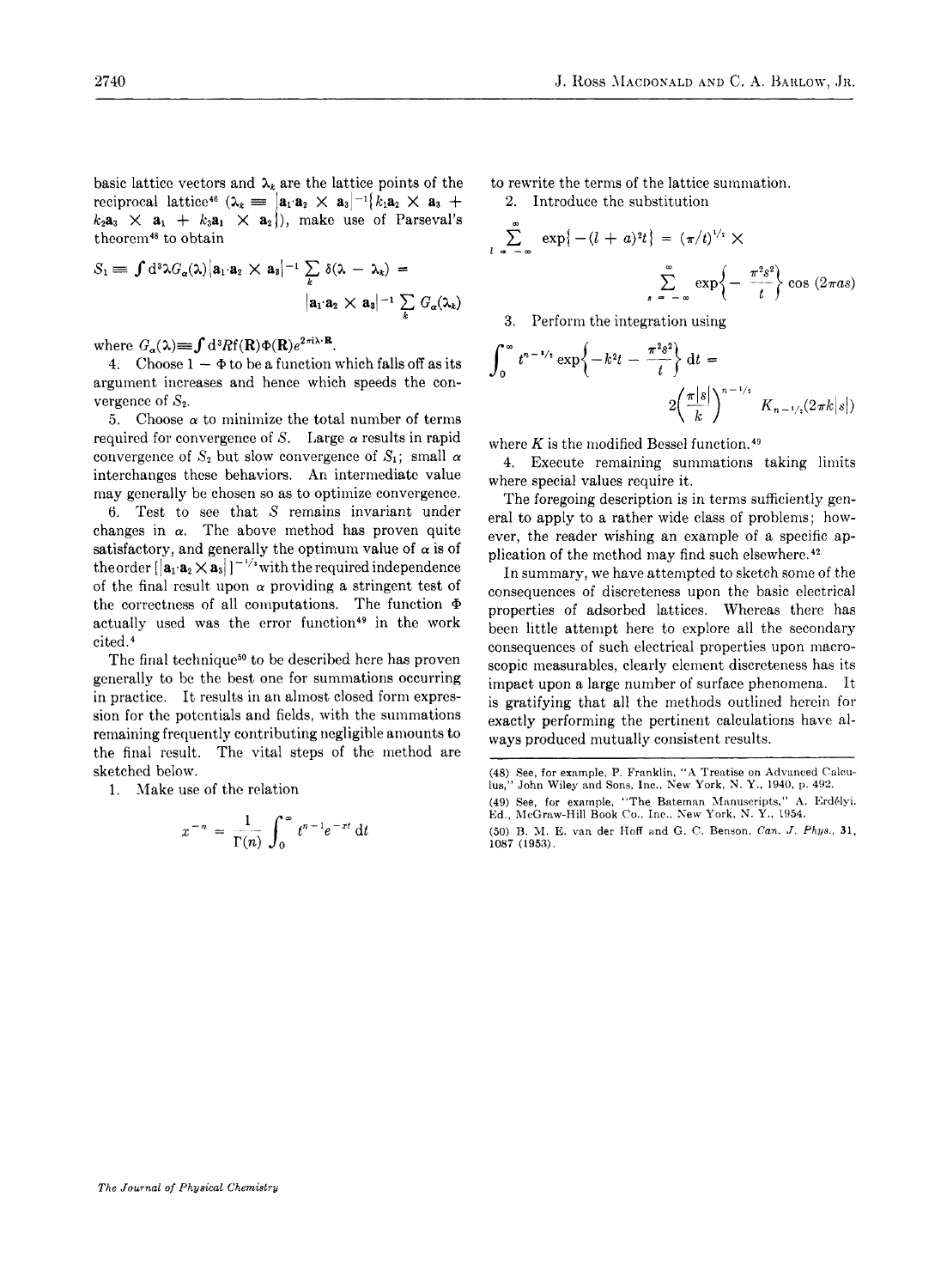basic lattice vectors and $\boldsymbol{\lambda}_k$ are the lattice points of the reciprocal lattice[46] ($\boldsymbol{\lambda}_k \equiv |\mathbf{a}_1 \cdot \mathbf{a}_2 \times \mathbf{a}_3|^{-1}\{k_1\mathbf{a}_2 \times \mathbf{a}_3 + k_2\mathbf{a}_3 \times \mathbf{a}_1 + k_3\mathbf{a}_1 \times \mathbf{a}_2\}$), make use of Parseval's theorem[48] to obtain

$$S_1 \equiv \int d^3\lambda G_\alpha(\boldsymbol{\lambda})|\mathbf{a}_1 \cdot \mathbf{a}_2 \times \mathbf{a}_3|^{-1} \sum_k \delta(\boldsymbol{\lambda} - \boldsymbol{\lambda}_k) = |\mathbf{a}_1 \cdot \mathbf{a}_2 \times \mathbf{a}_3|^{-1} \sum_k G_\alpha(\boldsymbol{\lambda}_k)$$

where $G_\alpha(\boldsymbol{\lambda}) \equiv \int d^3R f(\mathbf{R})\Phi(\mathbf{R})e^{2\pi i\boldsymbol{\lambda}\cdot\mathbf{R}}$.

4. Choose $1 - \Phi$ to be a function which falls off as its argument increases and hence which speeds the convergence of $S_2$.

5. Choose $\alpha$ to minimize the total number of terms required for convergence of $S$. Large $\alpha$ results in rapid convergence of $S_2$ but slow convergence of $S_1$; small $\alpha$ interchanges these behaviors. An intermediate value may generally be chosen so as to optimize convergence.

6. Test to see that $S$ remains invariant under changes in $\alpha$. The above method has proven quite satisfactory, and generally the optimum value of $\alpha$ is of the order $[|\mathbf{a}_1 \cdot \mathbf{a}_2 \times \mathbf{a}_3|]^{-1/3}$ with the required independence of the final result upon $\alpha$ providing a stringent test of the correctness of all computations. The function $\Phi$ actually used was the error function[49] in the work cited.[4]

The final technique[50] to be described here has proven generally to be the best one for summations occurring in practice. It results in an almost closed form expression for the potentials and fields, with the summations remaining frequently contributing negligible amounts to the final result. The vital steps of the method are sketched below.

1. Make use of the relation

$$x^{-n} = \frac{1}{\Gamma(n)} \int_0^\infty t^{n-1} e^{-xt}\, dt$$

to rewrite the terms of the lattice summation.

2. Introduce the substitution

$$\sum_{l=-\infty}^{\infty} \exp\{-(l+a)^2 t\} = (\pi/t)^{1/2} \times \sum_{s=-\infty}^{\infty} \exp\left\{-\frac{\pi^2 s^2}{t}\right\} \cos(2\pi a s)$$

3. Perform the integration using

$$\int_0^\infty t^{n-1/2} \exp\left\{-k^2 t - \frac{\pi^2 s^2}{t}\right\} dt = 2\left(\frac{\pi|s|}{k}\right)^{n-1/2} K_{n-1/2}(2\pi k|s|)$$

where $K$ is the modified Bessel function.[49]

4. Execute remaining summations taking limits where special values require it.

The foregoing description is in terms sufficiently general to apply to a rather wide class of problems; however, the reader wishing an example of a specific application of the method may find such elsewhere.[42]

In summary, we have attempted to sketch some of the consequences of discreteness upon the basic electrical properties of adsorbed lattices. Whereas there has been little attempt here to explore all the secondary consequences of such electrical properties upon macroscopic measurables, clearly element discreteness has its impact upon a large number of surface phenomena. It is gratifying that all the methods outlined herein for exactly performing the pertinent calculations have always produced mutually consistent results.

(48) See, for example, P. Franklin, "A Treatise on Advanced Calculus," John Wiley and Sons, Inc., New York, N. Y., 1940, p. 492.

(49) See, for example, "The Bateman Manuscripts," A. Erdélyi, Ed., McGraw-Hill Book Co., Inc., New York, N. Y., 1954.

(50) B. M. E. van der Hoff and G. C. Benson, *Can. J. Phys.*, **31**, 1087 (1953).